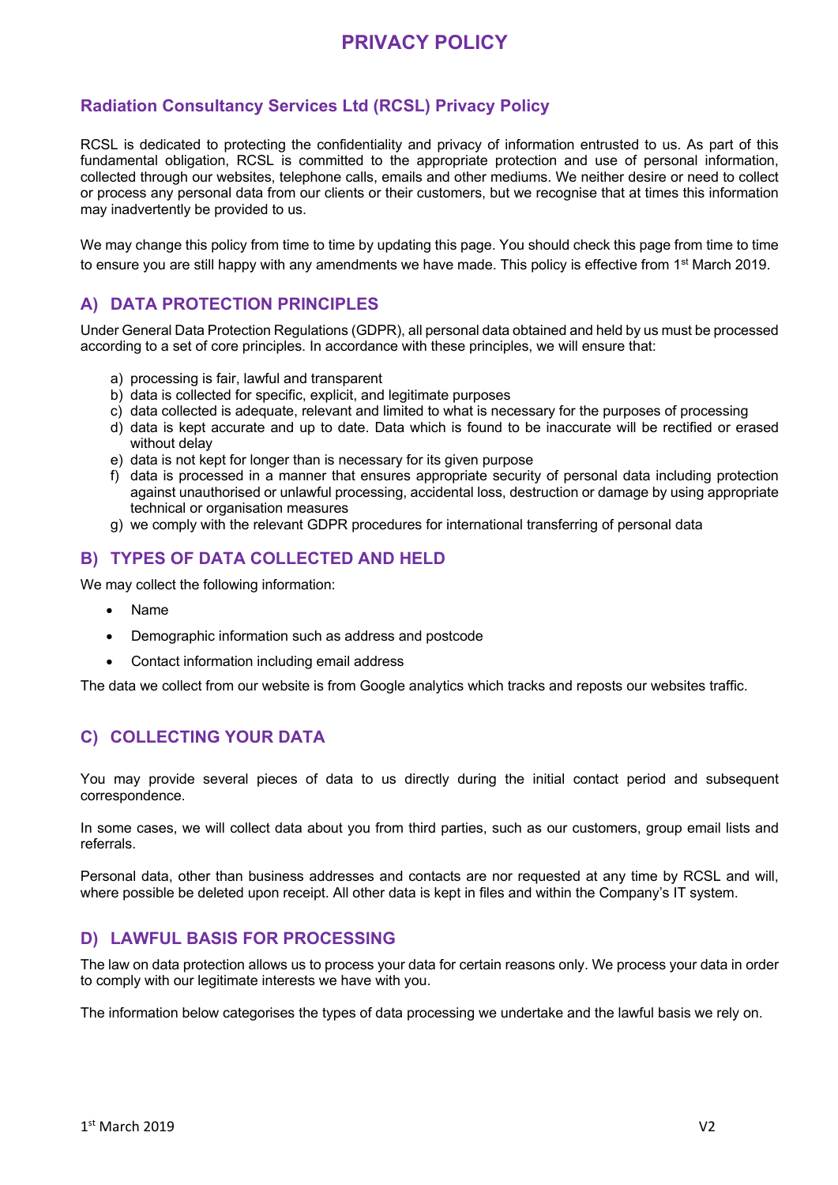# PRIVACY POLICY

## Radiation Consultancy Services Ltd (RCSL) Privacy Policy

RCSL is dedicated to protecting the confidentiality and privacy of information entrusted to us. As part of this fundamental obligation, RCSL is committed to the appropriate protection and use of personal information, collected through our websites, telephone calls, emails and other mediums. We neither desire or need to collect or process any personal data from our clients or their customers, but we recognise that at times this information may inadvertently be provided to us.

We may change this policy from time to time by updating this page. You should check this page from time to time to ensure you are still happy with any amendments we have made. This policy is effective from 1st March 2019.

## A) DATA PROTECTION PRINCIPLES

Under General Data Protection Regulations (GDPR), all personal data obtained and held by us must be processed according to a set of core principles. In accordance with these principles, we will ensure that:

a) processing is fair, lawful and transparent
b) data is collected for specific, explicit, and legitimate purposes
c) data collected is adequate, relevant and limited to what is necessary for the purposes of processing
d) data is kept accurate and up to date. Data which is found to be inaccurate will be rectified or erased without delay
e) data is not kept for longer than is necessary for its given purpose
f) data is processed in a manner that ensures appropriate security of personal data including protection against unauthorised or unlawful processing, accidental loss, destruction or damage by using appropriate technical or organisation measures
g) we comply with the relevant GDPR procedures for international transferring of personal data

## B) TYPES OF DATA COLLECTED AND HELD

We may collect the following information:

- Name
- Demographic information such as address and postcode
- Contact information including email address

The data we collect from our website is from Google analytics which tracks and reposts our websites traffic.

## C) COLLECTING YOUR DATA

You may provide several pieces of data to us directly during the initial contact period and subsequent correspondence.

In some cases, we will collect data about you from third parties, such as our customers, group email lists and referrals.

Personal data, other than business addresses and contacts are nor requested at any time by RCSL and will, where possible be deleted upon receipt. All other data is kept in files and within the Company's IT system.

## D) LAWFUL BASIS FOR PROCESSING

The law on data protection allows us to process your data for certain reasons only. We process your data in order to comply with our legitimate interests we have with you.

The information below categorises the types of data processing we undertake and the lawful basis we rely on.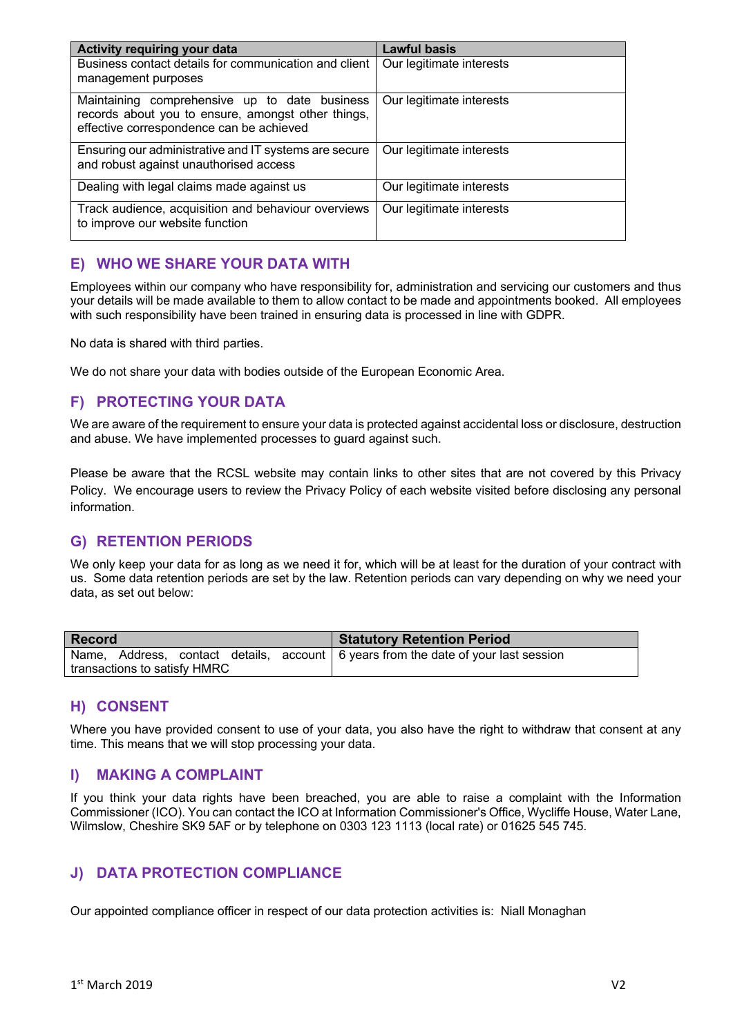| Activity requiring your data | Lawful basis |
|---|---|
| Business contact details for communication and client management purposes | Our legitimate interests |
| Maintaining comprehensive up to date business records about you to ensure, amongst other things, effective correspondence can be achieved | Our legitimate interests |
| Ensuring our administrative and IT systems are secure and robust against unauthorised access | Our legitimate interests |
| Dealing with legal claims made against us | Our legitimate interests |
| Track audience, acquisition and behaviour overviews to improve our website function | Our legitimate interests |

## E) WHO WE SHARE YOUR DATA WITH

Employees within our company who have responsibility for, administration and servicing our customers and thus your details will be made available to them to allow contact to be made and appointments booked. All employees with such responsibility have been trained in ensuring data is processed in line with GDPR.

No data is shared with third parties.

We do not share your data with bodies outside of the European Economic Area.

## F) PROTECTING YOUR DATA

We are aware of the requirement to ensure your data is protected against accidental loss or disclosure, destruction and abuse. We have implemented processes to guard against such.

Please be aware that the RCSL website may contain links to other sites that are not covered by this Privacy Policy. We encourage users to review the Privacy Policy of each website visited before disclosing any personal information.

## G) RETENTION PERIODS

We only keep your data for as long as we need it for, which will be at least for the duration of your contract with us. Some data retention periods are set by the law. Retention periods can vary depending on why we need your data, as set out below:

| Record | Statutory Retention Period |
|---|---|
| Name, Address, contact details, account transactions to satisfy HMRC | 6 years from the date of your last session |

## H) CONSENT

Where you have provided consent to use of your data, you also have the right to withdraw that consent at any time. This means that we will stop processing your data.

## I) MAKING A COMPLAINT

If you think your data rights have been breached, you are able to raise a complaint with the Information Commissioner (ICO). You can contact the ICO at Information Commissioner's Office, Wycliffe House, Water Lane, Wilmslow, Cheshire SK9 5AF or by telephone on 0303 123 1113 (local rate) or 01625 545 745.

## J) DATA PROTECTION COMPLIANCE

Our appointed compliance officer in respect of our data protection activities is: Niall Monaghan

1st March 2019 V2